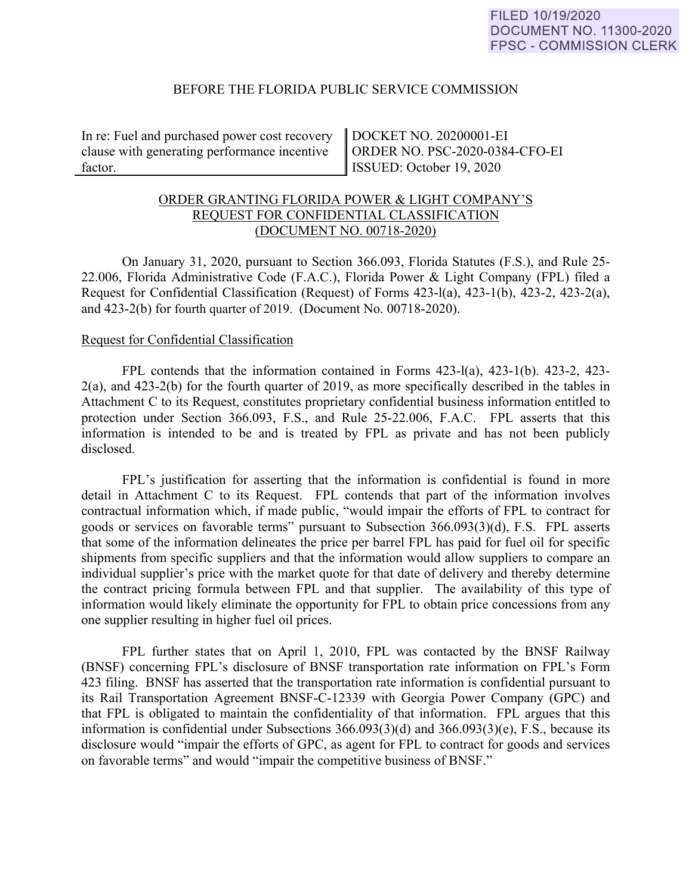FILED 10/19/2020
DOCUMENT NO. 11300-2020
FPSC - COMMISSION CLERK

BEFORE THE FLORIDA PUBLIC SERVICE COMMISSION

| In re: Fuel and purchased power cost recovery clause with generating performance incentive factor. | DOCKET NO. 20200001-EI<br>ORDER NO. PSC-2020-0384-CFO-EI<br>ISSUED: October 19, 2020 |
|---|---|

ORDER GRANTING FLORIDA POWER & LIGHT COMPANY'S REQUEST FOR CONFIDENTIAL CLASSIFICATION (DOCUMENT NO. 00718-2020)

On January 31, 2020, pursuant to Section 366.093, Florida Statutes (F.S.), and Rule 25-22.006, Florida Administrative Code (F.A.C.), Florida Power & Light Company (FPL) filed a Request for Confidential Classification (Request) of Forms 423-l(a), 423-1(b), 423-2, 423-2(a), and 423-2(b) for fourth quarter of 2019. (Document No. 00718-2020).

Request for Confidential Classification

FPL contends that the information contained in Forms 423-l(a), 423-1(b). 423-2, 423-2(a), and 423-2(b) for the fourth quarter of 2019, as more specifically described in the tables in Attachment C to its Request, constitutes proprietary confidential business information entitled to protection under Section 366.093, F.S., and Rule 25-22.006, F.A.C. FPL asserts that this information is intended to be and is treated by FPL as private and has not been publicly disclosed.

FPL's justification for asserting that the information is confidential is found in more detail in Attachment C to its Request. FPL contends that part of the information involves contractual information which, if made public, "would impair the efforts of FPL to contract for goods or services on favorable terms" pursuant to Subsection 366.093(3)(d), F.S. FPL asserts that some of the information delineates the price per barrel FPL has paid for fuel oil for specific shipments from specific suppliers and that the information would allow suppliers to compare an individual supplier's price with the market quote for that date of delivery and thereby determine the contract pricing formula between FPL and that supplier. The availability of this type of information would likely eliminate the opportunity for FPL to obtain price concessions from any one supplier resulting in higher fuel oil prices.

FPL further states that on April 1, 2010, FPL was contacted by the BNSF Railway (BNSF) concerning FPL's disclosure of BNSF transportation rate information on FPL's Form 423 filing. BNSF has asserted that the transportation rate information is confidential pursuant to its Rail Transportation Agreement BNSF-C-12339 with Georgia Power Company (GPC) and that FPL is obligated to maintain the confidentiality of that information. FPL argues that this information is confidential under Subsections 366.093(3)(d) and 366.093(3)(e), F.S., because its disclosure would "impair the efforts of GPC, as agent for FPL to contract for goods and services on favorable terms" and would "impair the competitive business of BNSF."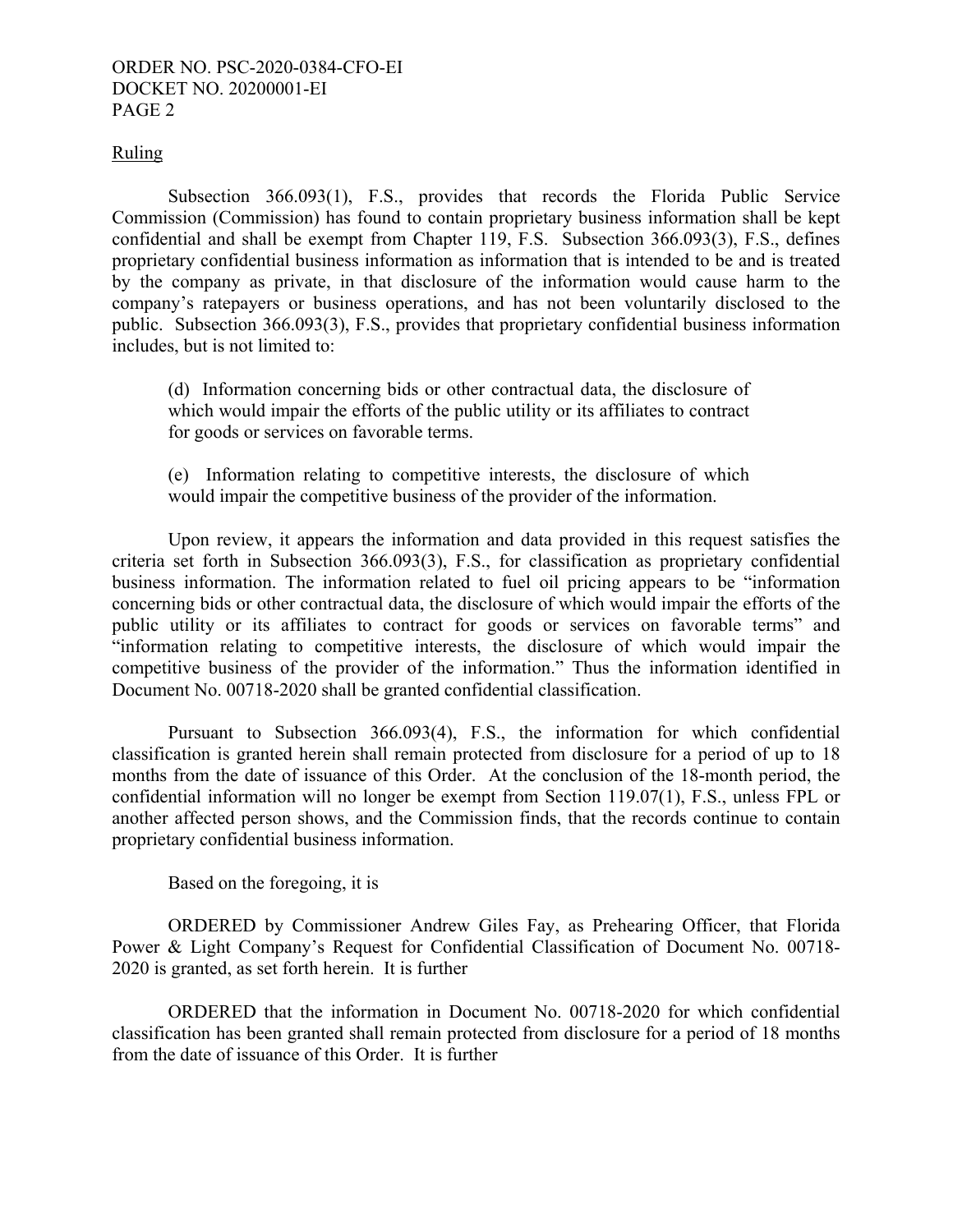Ruling

Subsection 366.093(1), F.S., provides that records the Florida Public Service Commission (Commission) has found to contain proprietary business information shall be kept confidential and shall be exempt from Chapter 119, F.S. Subsection 366.093(3), F.S., defines proprietary confidential business information as information that is intended to be and is treated by the company as private, in that disclosure of the information would cause harm to the company's ratepayers or business operations, and has not been voluntarily disclosed to the public. Subsection 366.093(3), F.S., provides that proprietary confidential business information includes, but is not limited to:

> (d) Information concerning bids or other contractual data, the disclosure of which would impair the efforts of the public utility or its affiliates to contract for goods or services on favorable terms.
>
> (e) Information relating to competitive interests, the disclosure of which would impair the competitive business of the provider of the information.

Upon review, it appears the information and data provided in this request satisfies the criteria set forth in Subsection 366.093(3), F.S., for classification as proprietary confidential business information. The information related to fuel oil pricing appears to be "information concerning bids or other contractual data, the disclosure of which would impair the efforts of the public utility or its affiliates to contract for goods or services on favorable terms" and "information relating to competitive interests, the disclosure of which would impair the competitive business of the provider of the information." Thus the information identified in Document No. 00718-2020 shall be granted confidential classification.

Pursuant to Subsection 366.093(4), F.S., the information for which confidential classification is granted herein shall remain protected from disclosure for a period of up to 18 months from the date of issuance of this Order. At the conclusion of the 18-month period, the confidential information will no longer be exempt from Section 119.07(1), F.S., unless FPL or another affected person shows, and the Commission finds, that the records continue to contain proprietary confidential business information.

Based on the foregoing, it is

ORDERED by Commissioner Andrew Giles Fay, as Prehearing Officer, that Florida Power & Light Company's Request for Confidential Classification of Document No. 00718-2020 is granted, as set forth herein. It is further

ORDERED that the information in Document No. 00718-2020 for which confidential classification has been granted shall remain protected from disclosure for a period of 18 months from the date of issuance of this Order. It is further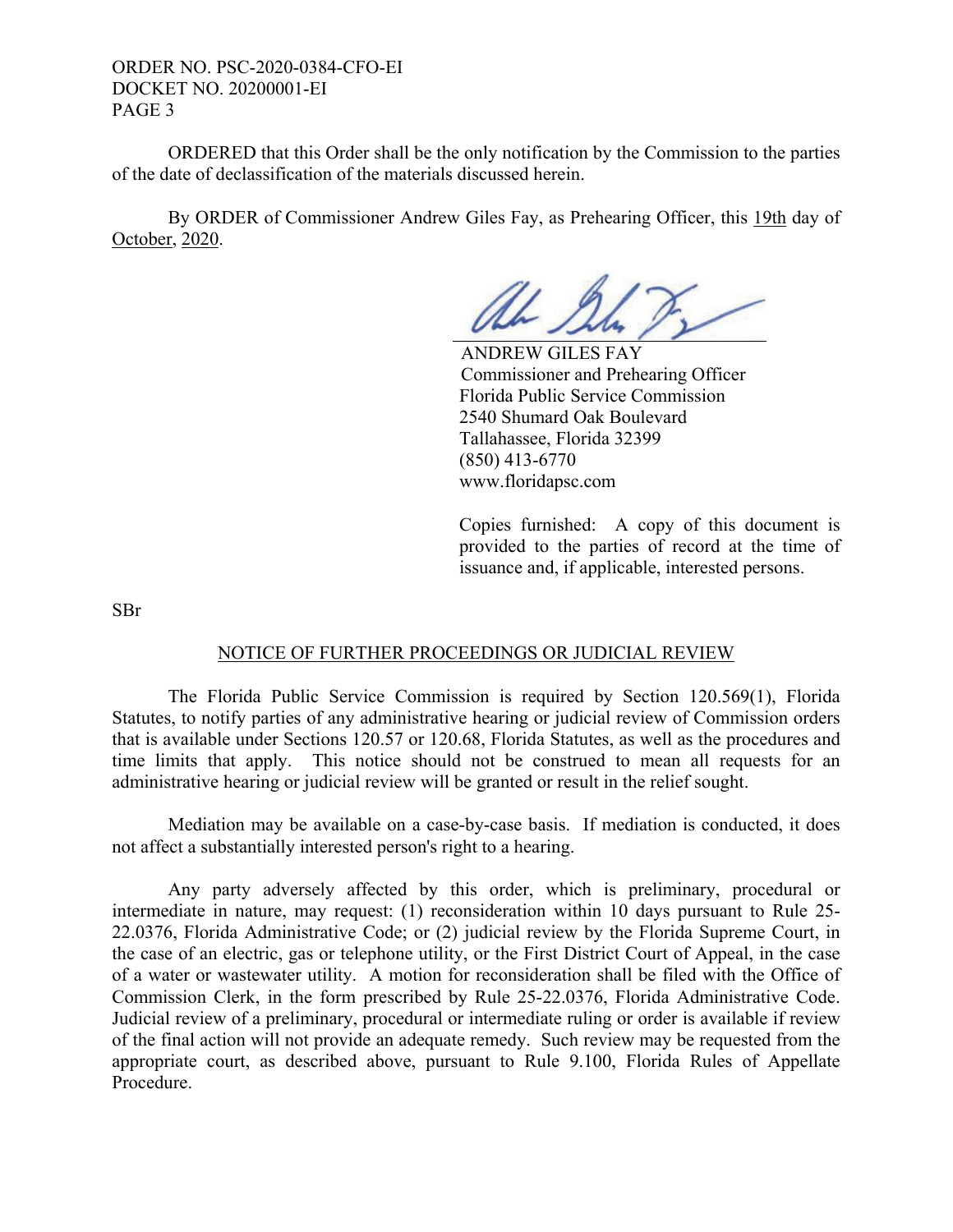ORDERED that this Order shall be the only notification by the Commission to the parties of the date of declassification of the materials discussed herein.

By ORDER of Commissioner Andrew Giles Fay, as Prehearing Officer, this 19th day of October, 2020.

ANDREW GILES FAY
Commissioner and Prehearing Officer
Florida Public Service Commission
2540 Shumard Oak Boulevard
Tallahassee, Florida 32399
(850) 413-6770
www.floridapsc.com

Copies furnished: A copy of this document is provided to the parties of record at the time of issuance and, if applicable, interested persons.

SBr

## NOTICE OF FURTHER PROCEEDINGS OR JUDICIAL REVIEW

The Florida Public Service Commission is required by Section 120.569(1), Florida Statutes, to notify parties of any administrative hearing or judicial review of Commission orders that is available under Sections 120.57 or 120.68, Florida Statutes, as well as the procedures and time limits that apply. This notice should not be construed to mean all requests for an administrative hearing or judicial review will be granted or result in the relief sought.

Mediation may be available on a case-by-case basis. If mediation is conducted, it does not affect a substantially interested person's right to a hearing.

Any party adversely affected by this order, which is preliminary, procedural or intermediate in nature, may request: (1) reconsideration within 10 days pursuant to Rule 25-22.0376, Florida Administrative Code; or (2) judicial review by the Florida Supreme Court, in the case of an electric, gas or telephone utility, or the First District Court of Appeal, in the case of a water or wastewater utility. A motion for reconsideration shall be filed with the Office of Commission Clerk, in the form prescribed by Rule 25-22.0376, Florida Administrative Code. Judicial review of a preliminary, procedural or intermediate ruling or order is available if review of the final action will not provide an adequate remedy. Such review may be requested from the appropriate court, as described above, pursuant to Rule 9.100, Florida Rules of Appellate Procedure.